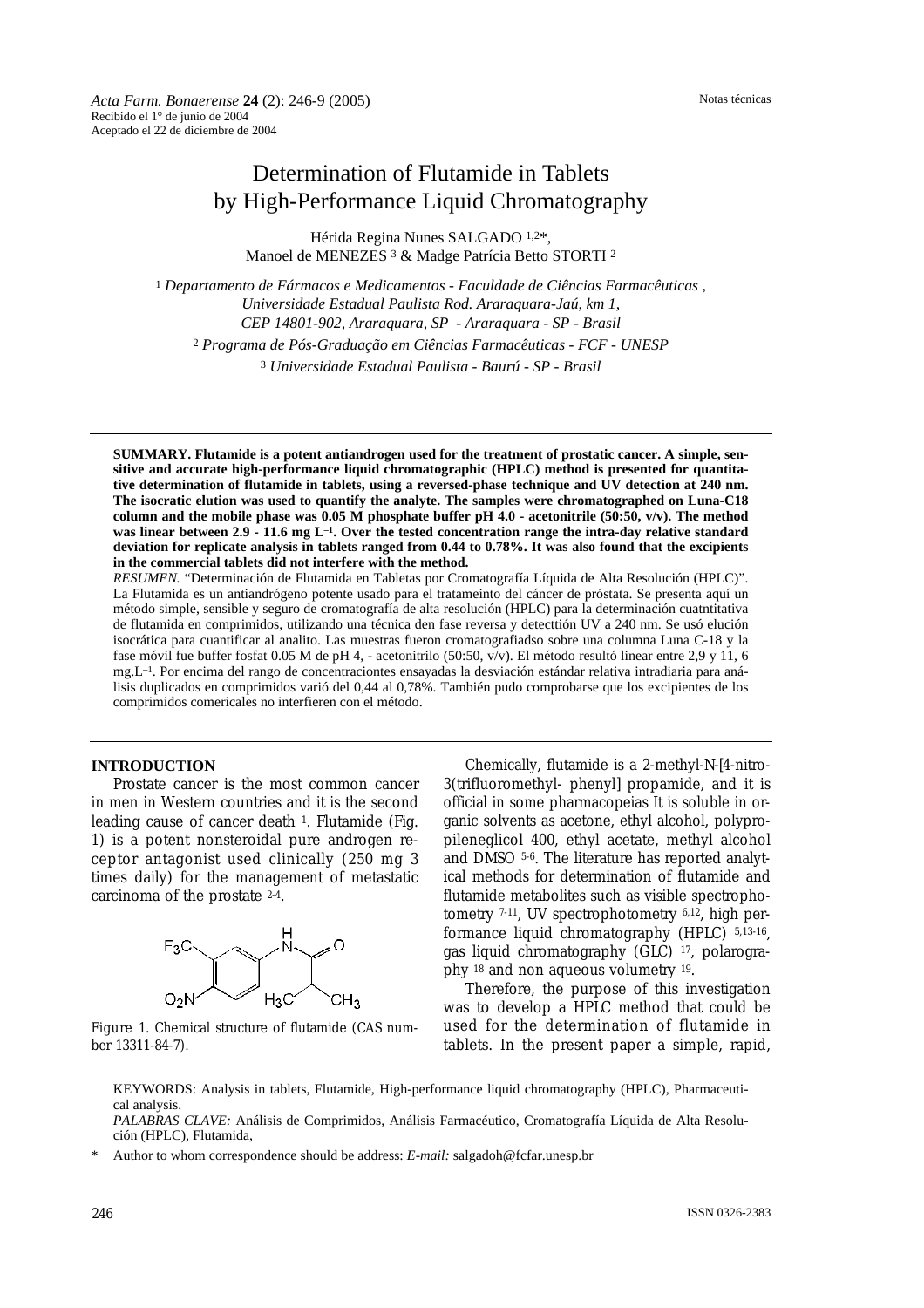*Acta Farm. Bonaerense* **24** (2): 246-9 (2005)
Recibido el 1° de junio de 2004
Aceptado el 22 de diciembre de 2004

Notas técnicas

# Determination of Flutamide in Tablets by High-Performance Liquid Chromatography

Hérida Regina Nunes SALGADO [1,2]*, Manoel de MENEZES [3] & Madge Patrícia Betto STORTI [2]

[1] *Departamento de Fármacos e Medicamentos - Faculdade de Ciências Farmacêuticas , Universidade Estadual Paulista Rod. Araraquara-Jaú, km 1, CEP 14801-902, Araraquara, SP - Araraquara - SP - Brasil*

[2] *Programa de Pós-Graduação em Ciências Farmacêuticas - FCF - UNESP*

[3] *Universidade Estadual Paulista - Baurú - SP - Brasil*

**SUMMARY. Flutamide is a potent antiandrogen used for the treatment of prostatic cancer. A simple, sensitive and accurate high-performance liquid chromatographic (HPLC) method is presented for quantitative determination of flutamide in tablets, using a reversed-phase technique and UV detection at 240 nm. The isocratic elution was used to quantify the analyte. The samples were chromatographed on Luna-C18 column and the mobile phase was 0.05 M phosphate buffer pH 4.0 - acetonitrile (50:50, v/v). The method was linear between 2.9 - 11.6 mg L$^{-1}$. Over the tested concentration range the intra-day relative standard deviation for replicate analysis in tablets ranged from 0.44 to 0.78%. It was also found that the excipients in the commercial tablets did not interfere with the method.**

*RESUMEN.* "Determinación de Flutamida en Tabletas por Cromatografía Líquida de Alta Resolución (HPLC)". La Flutamida es un antiandrógeno potente usado para el tratameinto del cáncer de próstata. Se presenta aquí un método simple, sensible y seguro de cromatografía de alta resolución (HPLC) para la determinación cuatntitativa de flutamida en comprimidos, utilizando una técnica den fase reversa y detecttión UV a 240 nm. Se usó elución isocrática para cuantificar al analito. Las muestras fueron cromatografiadso sobre una columna Luna C-18 y la fase móvil fue buffer fosfat 0.05 M de pH 4, - acetonitrilo (50:50, v/v). El método resultó linear entre 2,9 y 11, 6 mg.L$^{-1}$. Por encima del rango de concentraciontes ensayadas la desviación estándar relativa intradiaria para análisis duplicados en comprimidos varió del 0,44 al 0,78%. También pudo comprobarse que los excipientes de los comprimidos comericales no interfieren con el método.

## INTRODUCTION

Prostate cancer is the most common cancer in men in Western countries and it is the second leading cause of cancer death [1]. Flutamide (Fig. 1) is a potent nonsteroidal pure androgen receptor antagonist used clinically (250 mg 3 times daily) for the management of metastatic carcinoma of the prostate [2-4].

Figure 1. Chemical structure of flutamide (CAS number 13311-84-7).

Chemically, flutamide is a 2-methyl-N-[4-nitro-3(trifluoromethyl- phenyl] propamide, and it is official in some pharmacopeias It is soluble in organic solvents as acetone, ethyl alcohol, polypropileneglicol 400, ethyl acetate, methyl alcohol and DMSO [5-6]. The literature has reported analytical methods for determination of flutamide and flutamide metabolites such as visible spectrophotometry [7-11], UV spectrophotometry [6,12], high performance liquid chromatography (HPLC) [5,13-16], gas liquid chromatography (GLC) [17], polarography [18] and non aqueous volumetry [19].

Therefore, the purpose of this investigation was to develop a HPLC method that could be used for the determination of flutamide in tablets. In the present paper a simple, rapid,

KEYWORDS: Analysis in tablets, Flutamide, High-performance liquid chromatography (HPLC), Pharmaceutical analysis.

*PALABRAS CLAVE:* Análisis de Comprimidos, Análisis Farmacéutico, Cromatografía Líquida de Alta Resolución (HPLC), Flutamida,

\* Author to whom correspondence should be address: *E-mail:* salgadoh@fcfar.unesp.br

ISSN 0326-2383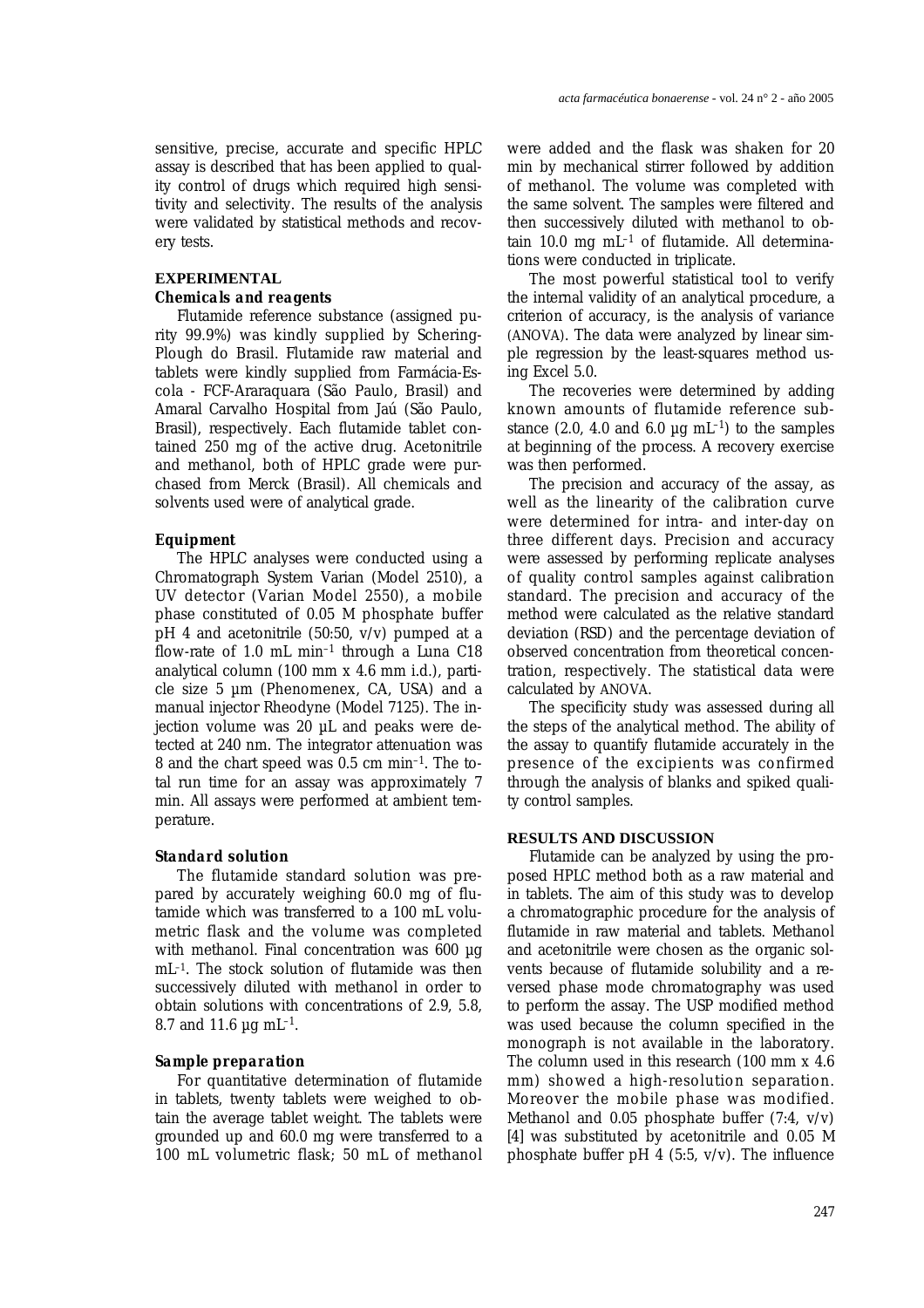sensitive, precise, accurate and specific HPLC assay is described that has been applied to quality control of drugs which required high sensitivity and selectivity. The results of the analysis were validated by statistical methods and recovery tests.

## EXPERIMENTAL

### *Chemicals and reagents*

Flutamide reference substance (assigned purity 99.9%) was kindly supplied by Schering-Plough do Brasil. Flutamide raw material and tablets were kindly supplied from Farmácia-Escola - FCF-Araraquara (São Paulo, Brasil) and Amaral Carvalho Hospital from Jaú (São Paulo, Brasil), respectively. Each flutamide tablet contained 250 mg of the active drug. Acetonitrile and methanol, both of HPLC grade were purchased from Merck (Brasil). All chemicals and solvents used were of analytical grade.

### *Equipment*

The HPLC analyses were conducted using a Chromatograph System Varian (Model 2510), a UV detector (Varian Model 2550), a mobile phase constituted of 0.05 M phosphate buffer pH 4 and acetonitrile (50:50, v/v) pumped at a flow-rate of 1.0 mL min$^{-1}$ through a Luna C18 analytical column (100 mm x 4.6 mm i.d.), particle size 5 µm (Phenomenex, CA, USA) and a manual injector Rheodyne (Model 7125). The injection volume was 20 µL and peaks were detected at 240 nm. The integrator attenuation was 8 and the chart speed was 0.5 cm min$^{-1}$. The total run time for an assay was approximately 7 min. All assays were performed at ambient temperature.

### *Standard solution*

The flutamide standard solution was prepared by accurately weighing 60.0 mg of flutamide which was transferred to a 100 mL volumetric flask and the volume was completed with methanol. Final concentration was 600 µg mL$^{-1}$. The stock solution of flutamide was then successively diluted with methanol in order to obtain solutions with concentrations of 2.9, 5.8, 8.7 and 11.6 µg mL$^{-1}$.

### *Sample preparation*

For quantitative determination of flutamide in tablets, twenty tablets were weighed to obtain the average tablet weight. The tablets were grounded up and 60.0 mg were transferred to a 100 mL volumetric flask; 50 mL of methanol were added and the flask was shaken for 20 min by mechanical stirrer followed by addition of methanol. The volume was completed with the same solvent. The samples were filtered and then successively diluted with methanol to obtain 10.0 mg mL$^{-1}$ of flutamide. All determinations were conducted in triplicate.

The most powerful statistical tool to verify the internal validity of an analytical procedure, a criterion of accuracy, is the analysis of variance (ANOVA). The data were analyzed by linear simple regression by the least-squares method using Excel 5.0.

The recoveries were determined by adding known amounts of flutamide reference substance (2.0, 4.0 and 6.0 µg mL$^{-1}$) to the samples at beginning of the process. A recovery exercise was then performed.

The precision and accuracy of the assay, as well as the linearity of the calibration curve were determined for intra- and inter-day on three different days. Precision and accuracy were assessed by performing replicate analyses of quality control samples against calibration standard. The precision and accuracy of the method were calculated as the relative standard deviation (RSD) and the percentage deviation of observed concentration from theoretical concentration, respectively. The statistical data were calculated by ANOVA.

The specificity study was assessed during all the steps of the analytical method. The ability of the assay to quantify flutamide accurately in the presence of the excipients was confirmed through the analysis of blanks and spiked quality control samples.

## RESULTS AND DISCUSSION

Flutamide can be analyzed by using the proposed HPLC method both as a raw material and in tablets. The aim of this study was to develop a chromatographic procedure for the analysis of flutamide in raw material and tablets. Methanol and acetonitrile were chosen as the organic solvents because of flutamide solubility and a reversed phase mode chromatography was used to perform the assay. The USP modified method was used because the column specified in the monograph is not available in the laboratory. The column used in this research (100 mm x 4.6 mm) showed a high-resolution separation. Moreover the mobile phase was modified. Methanol and 0.05 phosphate buffer (7:4, v/v) [4] was substituted by acetonitrile and 0.05 M phosphate buffer pH 4 (5:5, v/v). The influence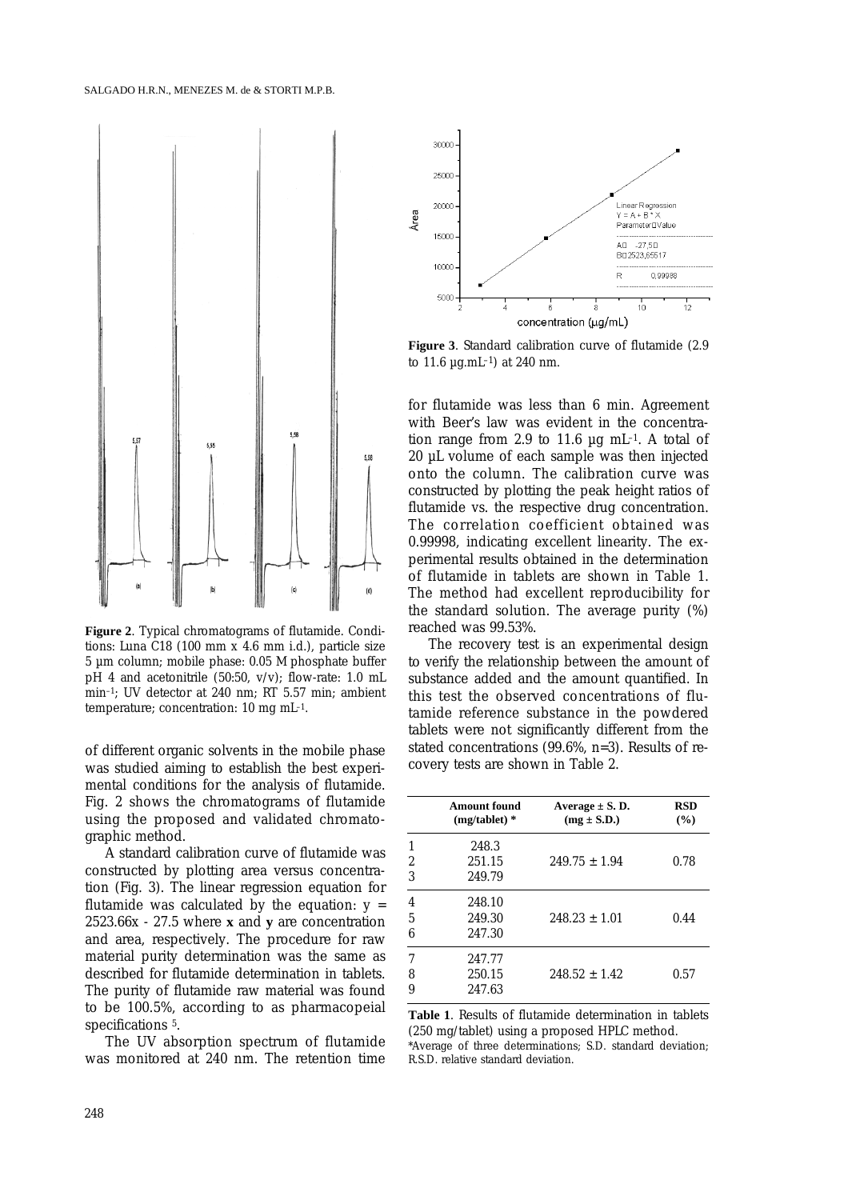**Figure 2**. Typical chromatograms of flutamide. Conditions: Luna C18 (100 mm x 4.6 mm i.d.), particle size 5 µm column; mobile phase: 0.05 M phosphate buffer pH 4 and acetonitrile (50:50, v/v); flow-rate: 1.0 mL $min^{-1}$; UV detector at 240 nm; RT 5.57 min; ambient temperature; concentration: 10 mg $mL^{-1}$.

of different organic solvents in the mobile phase was studied aiming to establish the best experimental conditions for the analysis of flutamide. Fig. 2 shows the chromatograms of flutamide using the proposed and validated chromatographic method.

A standard calibration curve of flutamide was constructed by plotting area versus concentration (Fig. 3). The linear regression equation for flutamide was calculated by the equation: $y = 2523.66x - 27.5$ where **x** and **y** are concentration and area, respectively. The procedure for raw material purity determination was the same as described for flutamide determination in tablets. The purity of flutamide raw material was found to be 100.5%, according to as pharmacopeial specifications [5].

The UV absorption spectrum of flutamide was monitored at 240 nm. The retention time

**Figure 3**. Standard calibration curve of flutamide (2.9 to 11.6 µg.$mL^{-1}$) at 240 nm.

for flutamide was less than 6 min. Agreement with Beer's law was evident in the concentration range from 2.9 to 11.6 µg $mL^{-1}$. A total of 20 µL volume of each sample was then injected onto the column. The calibration curve was constructed by plotting the peak height ratios of flutamide vs. the respective drug concentration. The correlation coefficient obtained was 0.99998, indicating excellent linearity. The experimental results obtained in the determination of flutamide in tablets are shown in Table 1. The method had excellent reproducibility for the standard solution. The average purity (%) reached was 99.53%.

The recovery test is an experimental design to verify the relationship between the amount of substance added and the amount quantified. In this test the observed concentrations of flutamide reference substance in the powdered tablets were not significantly different from the stated concentrations (99.6%, n=3). Results of recovery tests are shown in Table 2.

| | Amount found (mg/tablet) * | Average ± S. D. (mg ± S.D.) | RSD (%) |
|---|---|---|---|
| 1 | 248.3 | | |
| 2 | 251.15 | 249.75 ± 1.94 | 0.78 |
| 3 | 249.79 | | |
| 4 | 248.10 | | |
| 5 | 249.30 | 248.23 ± 1.01 | 0.44 |
| 6 | 247.30 | | |
| 7 | 247.77 | | |
| 8 | 250.15 | 248.52 ± 1.42 | 0.57 |
| 9 | 247.63 | | |

**Table 1**. Results of flutamide determination in tablets (250 mg/tablet) using a proposed HPLC method.
*Average of three determinations; S.D. standard deviation; R.S.D. relative standard deviation.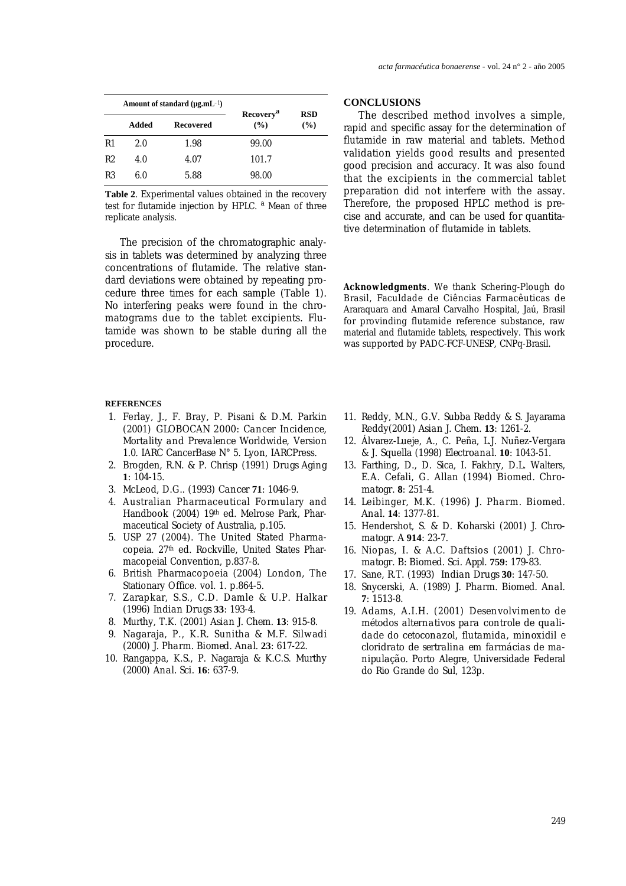| | Amount of standard (μg.mL[−1]) | | Recovery[a] (%) | RSD (%) |
|---|---|---|---|---|
| | Added | Recovered | | |
| R1 | 2.0 | 1.98 | 99.00 | |
| R2 | 4.0 | 4.07 | 101.7 | |
| R3 | 6.0 | 5.88 | 98.00 | |

**Table 2**. Experimental values obtained in the recovery test for flutamide injection by HPLC. [a] Mean of three replicate analysis.

The precision of the chromatographic analysis in tablets was determined by analyzing three concentrations of flutamide. The relative standard deviations were obtained by repeating procedure three times for each sample (Table 1). No interfering peaks were found in the chromatograms due to the tablet excipients. Flutamide was shown to be stable during all the procedure.

## CONCLUSIONS

The described method involves a simple, rapid and specific assay for the determination of flutamide in raw material and tablets. Method validation yields good results and presented good precision and accuracy. It was also found that the excipients in the commercial tablet preparation did not interfere with the assay. Therefore, the proposed HPLC method is precise and accurate, and can be used for quantitative determination of flutamide in tablets.

**Acknowledgments**. We thank Schering-Plough do Brasil, Faculdade de Ciências Farmacêuticas de Araraquara and Amaral Carvalho Hospital, Jaú, Brasil for provinding flutamide reference substance, raw material and flutamide tablets, respectively. This work was supported by PADC-FCF-UNESP, CNPq-Brasil.

## REFERENCES

1. Ferlay, J., F. Bray, P. Pisani & D.M. Parkin (2001) *GLOBOCAN 2000: Cancer Incidence, Mortality and Prevalence Worldwide*, Version 1.0. IARC CancerBase N° 5. Lyon, IARCPress.
2. Brogden, R.N. & P. Chrisp (1991) *Drugs Aging* **1**: 104-15.
3. McLeod, D.G.. (1993) *Cancer* **71**: 1046-9.
4. Australian Pharmaceutical Formulary and Handbook (2004) 19th ed. Melrose Park, Pharmaceutical Society of Australia, p.105.
5. USP 27 (2004). *The United Stated Pharmacopeia*. 27th ed. Rockville, United States Pharmacopeial Convention, p.837-8.
6. British Pharmacopoeia (2004) London, The Stationary Office. vol. 1. p.864-5.
7. Zarapkar, S.S., C.D. Damle & U.P. Halkar (1996) *Indian Drugs* **33**: 193-4.
8. Murthy, T.K. (2001) *Asian J. Chem.* **13**: 915-8.
9. Nagaraja, P., K.R. Sunitha & M.F. Silwadi (2000) *J. Pharm. Biomed. Anal.* **23**: 617-22.
10. Rangappa, K.S., P. Nagaraja & K.C.S. Murthy (2000) *Anal. Sci.* **16**: 637-9.
11. Reddy, M.N., G.V. Subba Reddy & S. Jayarama Reddy(2001) *Asian J. Chem.* **13**: 1261-2.
12. Álvarez-Lueje, A., C. Peña, L.J. Nuñez-Vergara & J. Squella (1998) *Electroanal.* **10**: 1043-51.
13. Farthing, D., D. Sica, I. Fakhry, D.L. Walters, E.A. Cefali, G. Allan (1994) *Biomed. Chromatogr.* **8**: 251-4.
14. Leibinger, M.K. (1996) *J. Pharm. Biomed. Anal.* **14**: 1377-81.
15. Hendershot, S. & D. Koharski (2001) *J. Chromatogr. A* **914**: 23-7.
16. Niopas, I. & A.C. Daftsios (2001) *J. Chromatogr. B: Biomed. Sci. Appl.* **759**: 179-83.
17. Sane, R.T. (1993) *Indian Drugs* **30**: 147-50.
18. Snycerski, A. (1989) *J. Pharm. Biomed. Anal.* **7**: 1513-8.
19. Adams, A.I.H. (2001) *Desenvolvimento de métodos alternativos para controle de qualidade do cetoconazol, flutamida, minoxidil e cloridrato de sertralina em farmácias de manipulação*. Porto Alegre, Universidade Federal do Rio Grande do Sul, 123p.